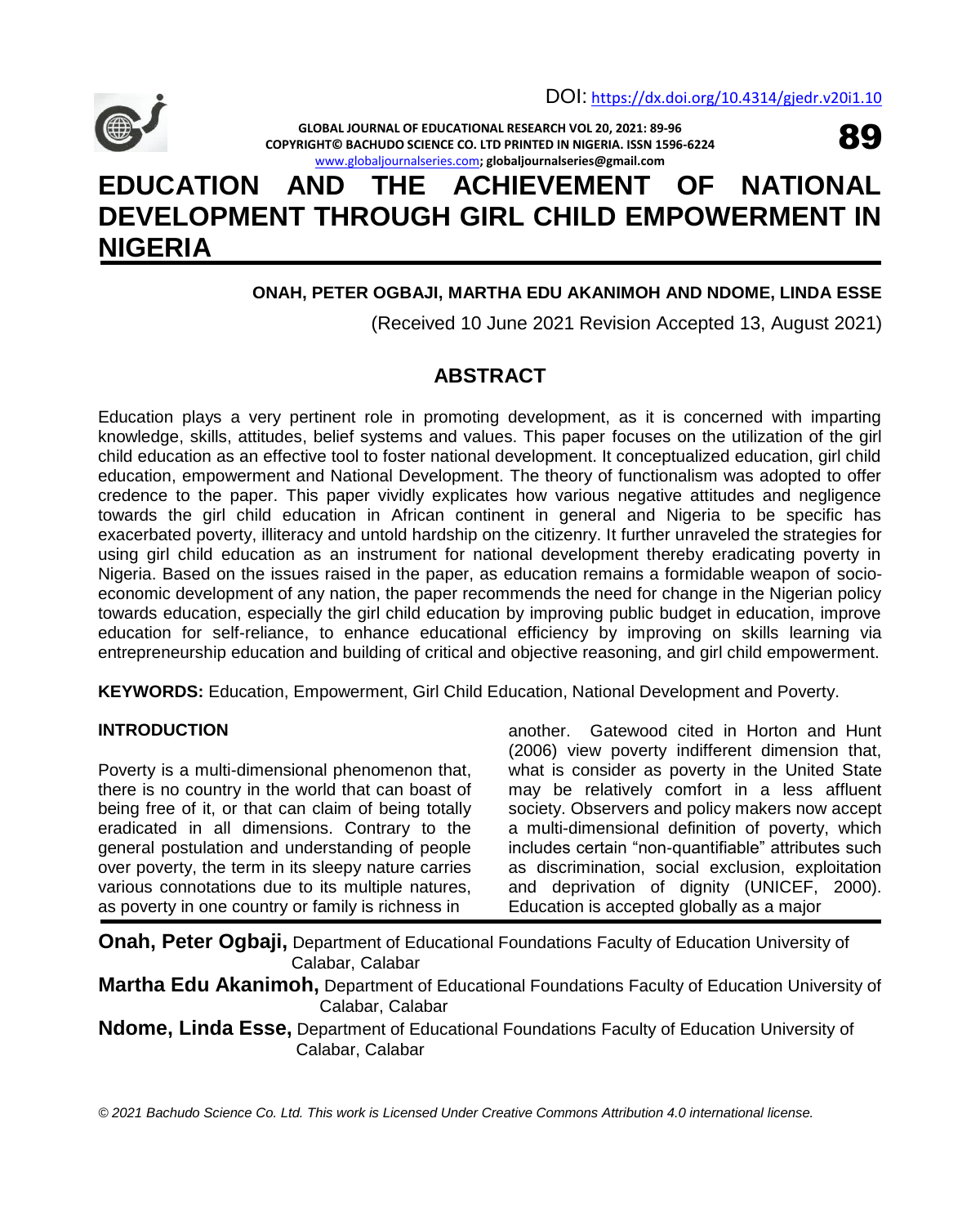DOI: https://dx.doi.org/10.4314/gjedr.v20i1.10

# EDUCATION AND THE ACHIEVEMENT OF NATIONAL DEVELOPMENT THROUGH GIRL CHILD EMPOWERMENT IN NIGERIA

**ONAH, PETER OGBAJI, MARTHA EDU AKANIMOH AND NDOME, LINDA ESSE**

(Received 10 June 2021 Revision Accepted 13, August 2021)

## ABSTRACT

Education plays a very pertinent role in promoting development, as it is concerned with imparting knowledge, skills, attitudes, belief systems and values. This paper focuses on the utilization of the girl child education as an effective tool to foster national development. It conceptualized education, girl child education, empowerment and National Development. The theory of functionalism was adopted to offer credence to the paper. This paper vividly explicates how various negative attitudes and negligence towards the girl child education in African continent in general and Nigeria to be specific has exacerbated poverty, illiteracy and untold hardship on the citizenry. It further unraveled the strategies for using girl child education as an instrument for national development thereby eradicating poverty in Nigeria. Based on the issues raised in the paper, as education remains a formidable weapon of socio-economic development of any nation, the paper recommends the need for change in the Nigerian policy towards education, especially the girl child education by improving public budget in education, improve education for self-reliance, to enhance educational efficiency by improving on skills learning via entrepreneurship education and building of critical and objective reasoning, and girl child empowerment.

**KEYWORDS:** Education, Empowerment, Girl Child Education, National Development and Poverty.

## INTRODUCTION

Poverty is a multi-dimensional phenomenon that, there is no country in the world that can boast of being free of it, or that can claim of being totally eradicated in all dimensions. Contrary to the general postulation and understanding of people over poverty, the term in its sleepy nature carries various connotations due to its multiple natures, as poverty in one country or family is richness in another. Gatewood cited in Horton and Hunt (2006) view poverty indifferent dimension that, what is consider as poverty in the United State may be relatively comfort in a less affluent society. Observers and policy makers now accept a multi-dimensional definition of poverty, which includes certain "non-quantifiable" attributes such as discrimination, social exclusion, exploitation and deprivation of dignity (UNICEF, 2000). Education is accepted globally as a major

**Onah, Peter Ogbaji,** Department of Educational Foundations Faculty of Education University of Calabar, Calabar

**Martha Edu Akanimoh,** Department of Educational Foundations Faculty of Education University of Calabar, Calabar

**Ndome, Linda Esse,** Department of Educational Foundations Faculty of Education University of Calabar, Calabar

*© 2021 Bachudo Science Co. Ltd. This work is Licensed Under Creative Commons Attribution 4.0 international license.*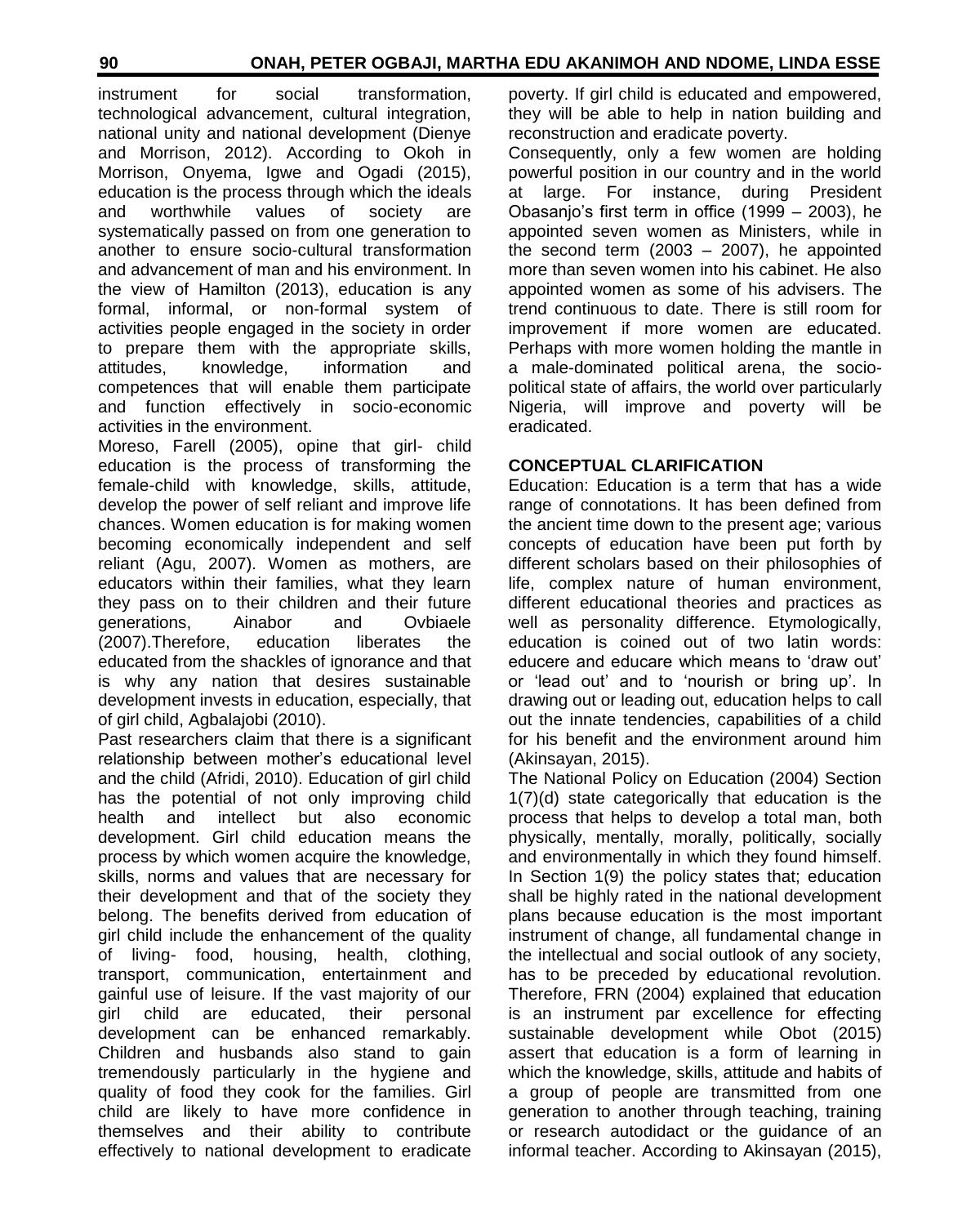instrument for social transformation, technological advancement, cultural integration, national unity and national development (Dienye and Morrison, 2012). According to Okoh in Morrison, Onyema, Igwe and Ogadi (2015), education is the process through which the ideals and worthwhile values of society are systematically passed on from one generation to another to ensure socio-cultural transformation and advancement of man and his environment. In the view of Hamilton (2013), education is any formal, informal, or non-formal system of activities people engaged in the society in order to prepare them with the appropriate skills, attitudes, knowledge, information and competences that will enable them participate and function effectively in socio-economic activities in the environment.

Moreso, Farell (2005), opine that girl- child education is the process of transforming the female-child with knowledge, skills, attitude, develop the power of self reliant and improve life chances. Women education is for making women becoming economically independent and self reliant (Agu, 2007). Women as mothers, are educators within their families, what they learn they pass on to their children and their future generations, Ainabor and Ovbiaele (2007).Therefore, education liberates the educated from the shackles of ignorance and that is why any nation that desires sustainable development invests in education, especially, that of girl child, Agbalajobi (2010).

Past researchers claim that there is a significant relationship between mother's educational level and the child (Afridi, 2010). Education of girl child has the potential of not only improving child health and intellect but also economic development. Girl child education means the process by which women acquire the knowledge, skills, norms and values that are necessary for their development and that of the society they belong. The benefits derived from education of girl child include the enhancement of the quality of living- food, housing, health, clothing, transport, communication, entertainment and gainful use of leisure. If the vast majority of our girl child are educated, their personal development can be enhanced remarkably. Children and husbands also stand to gain tremendously particularly in the hygiene and quality of food they cook for the families. Girl child are likely to have more confidence in themselves and their ability to contribute effectively to national development to eradicate poverty. If girl child is educated and empowered, they will be able to help in nation building and reconstruction and eradicate poverty.

Consequently, only a few women are holding powerful position in our country and in the world at large. For instance, during President Obasanjo's first term in office (1999 – 2003), he appointed seven women as Ministers, while in the second term (2003 – 2007), he appointed more than seven women into his cabinet. He also appointed women as some of his advisers. The trend continuous to date. There is still room for improvement if more women are educated. Perhaps with more women holding the mantle in a male-dominated political arena, the socio-political state of affairs, the world over particularly Nigeria, will improve and poverty will be eradicated.

## CONCEPTUAL CLARIFICATION

Education: Education is a term that has a wide range of connotations. It has been defined from the ancient time down to the present age; various concepts of education have been put forth by different scholars based on their philosophies of life, complex nature of human environment, different educational theories and practices as well as personality difference. Etymologically, education is coined out of two latin words: educere and educare which means to 'draw out' or 'lead out' and to 'nourish or bring up'. In drawing out or leading out, education helps to call out the innate tendencies, capabilities of a child for his benefit and the environment around him (Akinsayan, 2015).

The National Policy on Education (2004) Section 1(7)(d) state categorically that education is the process that helps to develop a total man, both physically, mentally, morally, politically, socially and environmentally in which they found himself. In Section 1(9) the policy states that; education shall be highly rated in the national development plans because education is the most important instrument of change, all fundamental change in the intellectual and social outlook of any society, has to be preceded by educational revolution. Therefore, FRN (2004) explained that education is an instrument par excellence for effecting sustainable development while Obot (2015) assert that education is a form of learning in which the knowledge, skills, attitude and habits of a group of people are transmitted from one generation to another through teaching, training or research autodidact or the guidance of an informal teacher. According to Akinsayan (2015),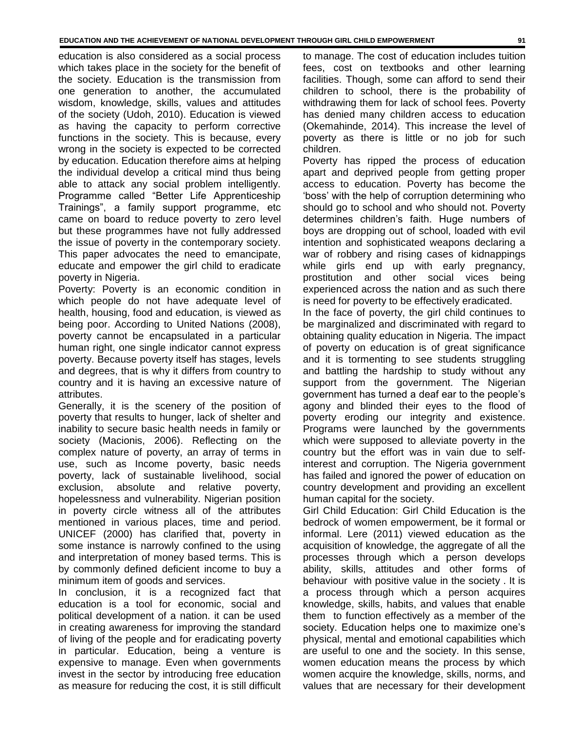education is also considered as a social process which takes place in the society for the benefit of the society. Education is the transmission from one generation to another, the accumulated wisdom, knowledge, skills, values and attitudes of the society (Udoh, 2010). Education is viewed as having the capacity to perform corrective functions in the society. This is because, every wrong in the society is expected to be corrected by education. Education therefore aims at helping the individual develop a critical mind thus being able to attack any social problem intelligently. Programme called "Better Life Apprenticeship Trainings", a family support programme, etc came on board to reduce poverty to zero level but these programmes have not fully addressed the issue of poverty in the contemporary society. This paper advocates the need to emancipate, educate and empower the girl child to eradicate poverty in Nigeria.

Poverty: Poverty is an economic condition in which people do not have adequate level of health, housing, food and education, is viewed as being poor. According to United Nations (2008), poverty cannot be encapsulated in a particular human right, one single indicator cannot express poverty. Because poverty itself has stages, levels and degrees, that is why it differs from country to country and it is having an excessive nature of attributes.

Generally, it is the scenery of the position of poverty that results to hunger, lack of shelter and inability to secure basic health needs in family or society (Macionis, 2006). Reflecting on the complex nature of poverty, an array of terms in use, such as Income poverty, basic needs poverty, lack of sustainable livelihood, social exclusion, absolute and relative poverty, hopelessness and vulnerability. Nigerian position in poverty circle witness all of the attributes mentioned in various places, time and period. UNICEF (2000) has clarified that, poverty in some instance is narrowly confined to the using and interpretation of money based terms. This is by commonly defined deficient income to buy a minimum item of goods and services.

In conclusion, it is a recognized fact that education is a tool for economic, social and political development of a nation. it can be used in creating awareness for improving the standard of living of the people and for eradicating poverty in particular. Education, being a venture is expensive to manage. Even when governments invest in the sector by introducing free education as measure for reducing the cost, it is still difficult to manage. The cost of education includes tuition fees, cost on textbooks and other learning facilities. Though, some can afford to send their children to school, there is the probability of withdrawing them for lack of school fees. Poverty has denied many children access to education (Okemahinde, 2014). This increase the level of poverty as there is little or no job for such children.

Poverty has ripped the process of education apart and deprived people from getting proper access to education. Poverty has become the 'boss' with the help of corruption determining who should go to school and who should not. Poverty determines children's faith. Huge numbers of boys are dropping out of school, loaded with evil intention and sophisticated weapons declaring a war of robbery and rising cases of kidnappings while girls end up with early pregnancy, prostitution and other social vices being experienced across the nation and as such there is need for poverty to be effectively eradicated.

In the face of poverty, the girl child continues to be marginalized and discriminated with regard to obtaining quality education in Nigeria. The impact of poverty on education is of great significance and it is tormenting to see students struggling and battling the hardship to study without any support from the government. The Nigerian government has turned a deaf ear to the people's agony and blinded their eyes to the flood of poverty eroding our integrity and existence. Programs were launched by the governments which were supposed to alleviate poverty in the country but the effort was in vain due to self-interest and corruption. The Nigeria government has failed and ignored the power of education on country development and providing an excellent human capital for the society.

Girl Child Education: Girl Child Education is the bedrock of women empowerment, be it formal or informal. Lere (2011) viewed education as the acquisition of knowledge, the aggregate of all the processes through which a person develops ability, skills, attitudes and other forms of behaviour with positive value in the society . It is a process through which a person acquires knowledge, skills, habits, and values that enable them to function effectively as a member of the society. Education helps one to maximize one's physical, mental and emotional capabilities which are useful to one and the society. In this sense, women education means the process by which women acquire the knowledge, skills, norms, and values that are necessary for their development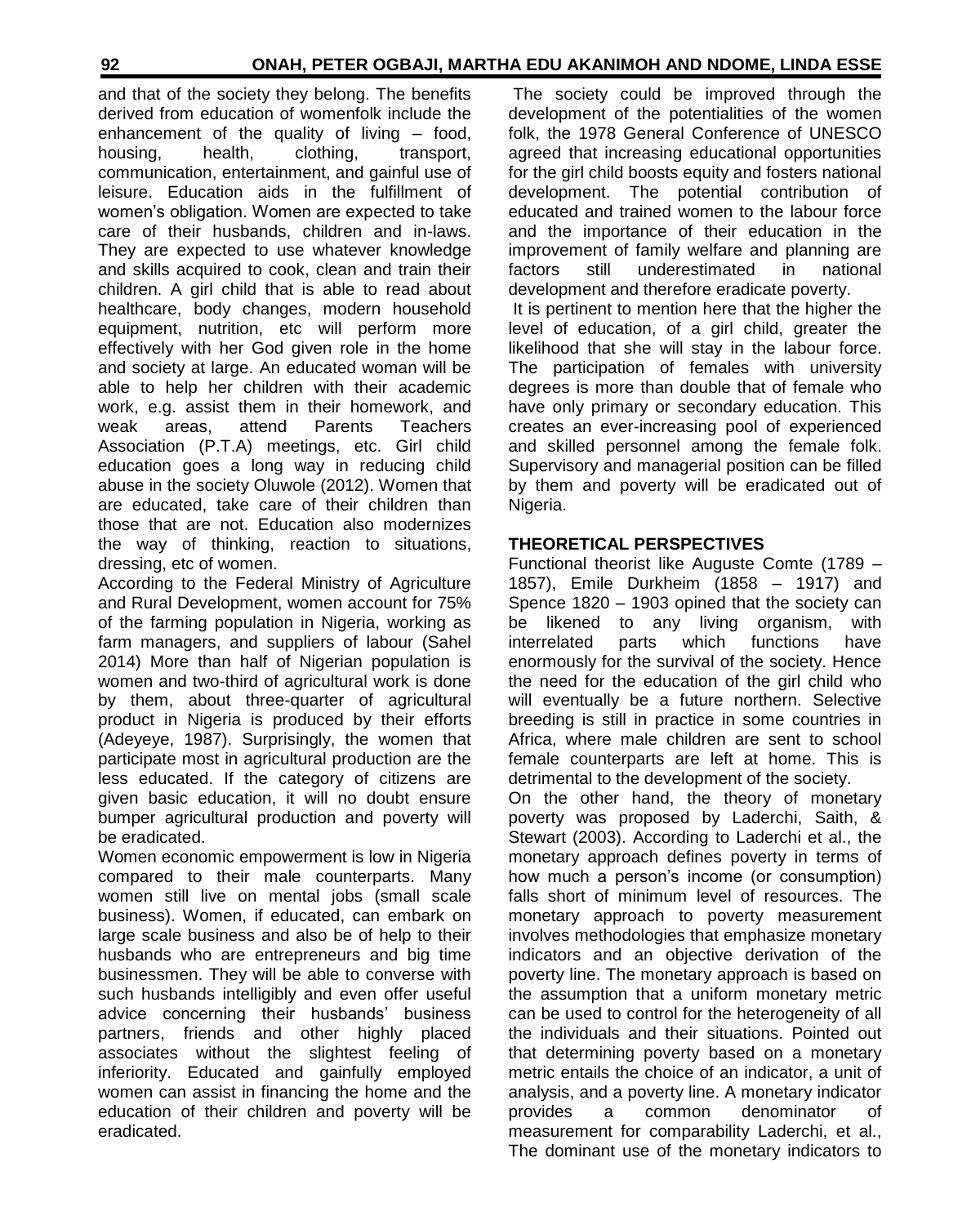and that of the society they belong. The benefits derived from education of womenfolk include the enhancement of the quality of living – food, housing, health, clothing, transport, communication, entertainment, and gainful use of leisure. Education aids in the fulfillment of women's obligation. Women are expected to take care of their husbands, children and in-laws. They are expected to use whatever knowledge and skills acquired to cook, clean and train their children. A girl child that is able to read about healthcare, body changes, modern household equipment, nutrition, etc will perform more effectively with her God given role in the home and society at large. An educated woman will be able to help her children with their academic work, e.g. assist them in their homework, and weak areas, attend Parents Teachers Association (P.T.A) meetings, etc. Girl child education goes a long way in reducing child abuse in the society Oluwole (2012). Women that are educated, take care of their children than those that are not. Education also modernizes the way of thinking, reaction to situations, dressing, etc of women.

According to the Federal Ministry of Agriculture and Rural Development, women account for 75% of the farming population in Nigeria, working as farm managers, and suppliers of labour (Sahel 2014) More than half of Nigerian population is women and two-third of agricultural work is done by them, about three-quarter of agricultural product in Nigeria is produced by their efforts (Adeyeye, 1987). Surprisingly, the women that participate most in agricultural production are the less educated. If the category of citizens are given basic education, it will no doubt ensure bumper agricultural production and poverty will be eradicated.

Women economic empowerment is low in Nigeria compared to their male counterparts. Many women still live on mental jobs (small scale business). Women, if educated, can embark on large scale business and also be of help to their husbands who are entrepreneurs and big time businessmen. They will be able to converse with such husbands intelligibly and even offer useful advice concerning their husbands' business partners, friends and other highly placed associates without the slightest feeling of inferiority. Educated and gainfully employed women can assist in financing the home and the education of their children and poverty will be eradicated.

The society could be improved through the development of the potentialities of the women folk, the 1978 General Conference of UNESCO agreed that increasing educational opportunities for the girl child boosts equity and fosters national development. The potential contribution of educated and trained women to the labour force and the importance of their education in the improvement of family welfare and planning are factors still underestimated in national development and therefore eradicate poverty.

It is pertinent to mention here that the higher the level of education, of a girl child, greater the likelihood that she will stay in the labour force. The participation of females with university degrees is more than double that of female who have only primary or secondary education. This creates an ever-increasing pool of experienced and skilled personnel among the female folk. Supervisory and managerial position can be filled by them and poverty will be eradicated out of Nigeria.

## THEORETICAL PERSPECTIVES

Functional theorist like Auguste Comte (1789 – 1857), Emile Durkheim (1858 – 1917) and Spence 1820 – 1903 opined that the society can be likened to any living organism, with interrelated parts which functions have enormously for the survival of the society. Hence the need for the education of the girl child who will eventually be a future northern. Selective breeding is still in practice in some countries in Africa, where male children are sent to school female counterparts are left at home. This is detrimental to the development of the society.

On the other hand, the theory of monetary poverty was proposed by Laderchi, Saith, & Stewart (2003). According to Laderchi et al., the monetary approach defines poverty in terms of how much a person's income (or consumption) falls short of minimum level of resources. The monetary approach to poverty measurement involves methodologies that emphasize monetary indicators and an objective derivation of the poverty line. The monetary approach is based on the assumption that a uniform monetary metric can be used to control for the heterogeneity of all the individuals and their situations. Pointed out that determining poverty based on a monetary metric entails the choice of an indicator, a unit of analysis, and a poverty line. A monetary indicator provides a common denominator of measurement for comparability Laderchi, et al., The dominant use of the monetary indicators to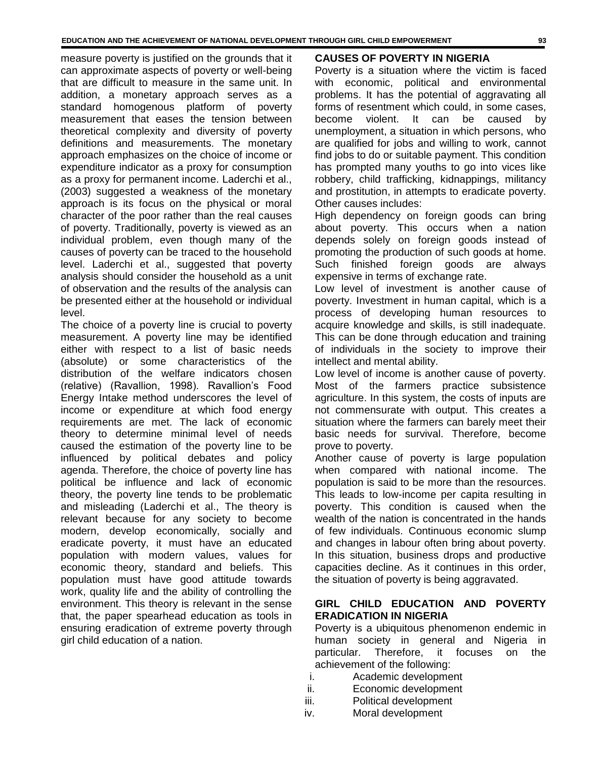measure poverty is justified on the grounds that it can approximate aspects of poverty or well-being that are difficult to measure in the same unit. In addition, a monetary approach serves as a standard homogenous platform of poverty measurement that eases the tension between theoretical complexity and diversity of poverty definitions and measurements. The monetary approach emphasizes on the choice of income or expenditure indicator as a proxy for consumption as a proxy for permanent income. Laderchi et al., (2003) suggested a weakness of the monetary approach is its focus on the physical or moral character of the poor rather than the real causes of poverty. Traditionally, poverty is viewed as an individual problem, even though many of the causes of poverty can be traced to the household level. Laderchi et al., suggested that poverty analysis should consider the household as a unit of observation and the results of the analysis can be presented either at the household or individual level.

The choice of a poverty line is crucial to poverty measurement. A poverty line may be identified either with respect to a list of basic needs (absolute) or some characteristics of the distribution of the welfare indicators chosen (relative) (Ravallion, 1998). Ravallion's Food Energy Intake method underscores the level of income or expenditure at which food energy requirements are met. The lack of economic theory to determine minimal level of needs caused the estimation of the poverty line to be influenced by political debates and policy agenda. Therefore, the choice of poverty line has political be influence and lack of economic theory, the poverty line tends to be problematic and misleading (Laderchi et al., The theory is relevant because for any society to become modern, develop economically, socially and eradicate poverty, it must have an educated population with modern values, values for economic theory, standard and beliefs. This population must have good attitude towards work, quality life and the ability of controlling the environment. This theory is relevant in the sense that, the paper spearhead education as tools in ensuring eradication of extreme poverty through girl child education of a nation.

## CAUSES OF POVERTY IN NIGERIA

Poverty is a situation where the victim is faced with economic, political and environmental problems. It has the potential of aggravating all forms of resentment which could, in some cases, become violent. It can be caused by unemployment, a situation in which persons, who are qualified for jobs and willing to work, cannot find jobs to do or suitable payment. This condition has prompted many youths to go into vices like robbery, child trafficking, kidnappings, militancy and prostitution, in attempts to eradicate poverty. Other causes includes:

High dependency on foreign goods can bring about poverty. This occurs when a nation depends solely on foreign goods instead of promoting the production of such goods at home. Such finished foreign goods are always expensive in terms of exchange rate.

Low level of investment is another cause of poverty. Investment in human capital, which is a process of developing human resources to acquire knowledge and skills, is still inadequate. This can be done through education and training of individuals in the society to improve their intellect and mental ability.

Low level of income is another cause of poverty. Most of the farmers practice subsistence agriculture. In this system, the costs of inputs are not commensurate with output. This creates a situation where the farmers can barely meet their basic needs for survival. Therefore, become prove to poverty.

Another cause of poverty is large population when compared with national income. The population is said to be more than the resources. This leads to low-income per capita resulting in poverty. This condition is caused when the wealth of the nation is concentrated in the hands of few individuals. Continuous economic slump and changes in labour often bring about poverty. In this situation, business drops and productive capacities decline. As it continues in this order, the situation of poverty is being aggravated.

## GIRL CHILD EDUCATION AND POVERTY ERADICATION IN NIGERIA

Poverty is a ubiquitous phenomenon endemic in human society in general and Nigeria in particular. Therefore, it focuses on the achievement of the following:

i. Academic development
ii. Economic development
iii. Political development
iv. Moral development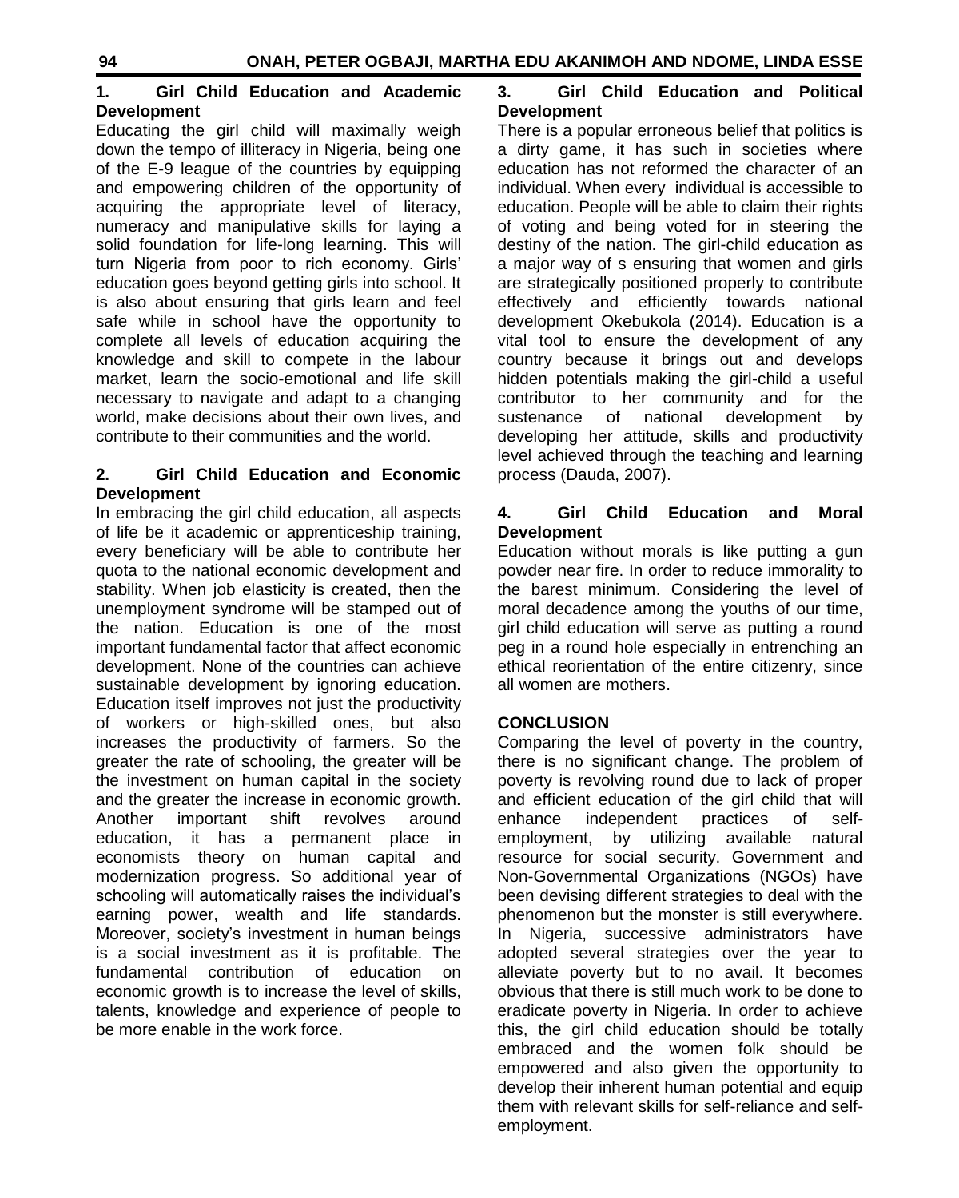## 1. Girl Child Education and Academic Development

Educating the girl child will maximally weigh down the tempo of illiteracy in Nigeria, being one of the E-9 league of the countries by equipping and empowering children of the opportunity of acquiring the appropriate level of literacy, numeracy and manipulative skills for laying a solid foundation for life-long learning. This will turn Nigeria from poor to rich economy. Girls' education goes beyond getting girls into school. It is also about ensuring that girls learn and feel safe while in school have the opportunity to complete all levels of education acquiring the knowledge and skill to compete in the labour market, learn the socio-emotional and life skill necessary to navigate and adapt to a changing world, make decisions about their own lives, and contribute to their communities and the world.

## 2. Girl Child Education and Economic Development

In embracing the girl child education, all aspects of life be it academic or apprenticeship training, every beneficiary will be able to contribute her quota to the national economic development and stability. When job elasticity is created, then the unemployment syndrome will be stamped out of the nation. Education is one of the most important fundamental factor that affect economic development. None of the countries can achieve sustainable development by ignoring education. Education itself improves not just the productivity of workers or high-skilled ones, but also increases the productivity of farmers. So the greater the rate of schooling, the greater will be the investment on human capital in the society and the greater the increase in economic growth. Another important shift revolves around education, it has a permanent place in economists theory on human capital and modernization progress. So additional year of schooling will automatically raises the individual's earning power, wealth and life standards. Moreover, society's investment in human beings is a social investment as it is profitable. The fundamental contribution of education on economic growth is to increase the level of skills, talents, knowledge and experience of people to be more enable in the work force.

## 3. Girl Child Education and Political Development

There is a popular erroneous belief that politics is a dirty game, it has such in societies where education has not reformed the character of an individual. When every individual is accessible to education. People will be able to claim their rights of voting and being voted for in steering the destiny of the nation. The girl-child education as a major way of s ensuring that women and girls are strategically positioned properly to contribute effectively and efficiently towards national development Okebukola (2014). Education is a vital tool to ensure the development of any country because it brings out and develops hidden potentials making the girl-child a useful contributor to her community and for the sustenance of national development by developing her attitude, skills and productivity level achieved through the teaching and learning process (Dauda, 2007).

## 4. Girl Child Education and Moral Development

Education without morals is like putting a gun powder near fire. In order to reduce immorality to the barest minimum. Considering the level of moral decadence among the youths of our time, girl child education will serve as putting a round peg in a round hole especially in entrenching an ethical reorientation of the entire citizenry, since all women are mothers.

## CONCLUSION

Comparing the level of poverty in the country, there is no significant change. The problem of poverty is revolving round due to lack of proper and efficient education of the girl child that will enhance independent practices of self-employment, by utilizing available natural resource for social security. Government and Non-Governmental Organizations (NGOs) have been devising different strategies to deal with the phenomenon but the monster is still everywhere. In Nigeria, successive administrators have adopted several strategies over the year to alleviate poverty but to no avail. It becomes obvious that there is still much work to be done to eradicate poverty in Nigeria. In order to achieve this, the girl child education should be totally embraced and the women folk should be empowered and also given the opportunity to develop their inherent human potential and equip them with relevant skills for self-reliance and self-employment.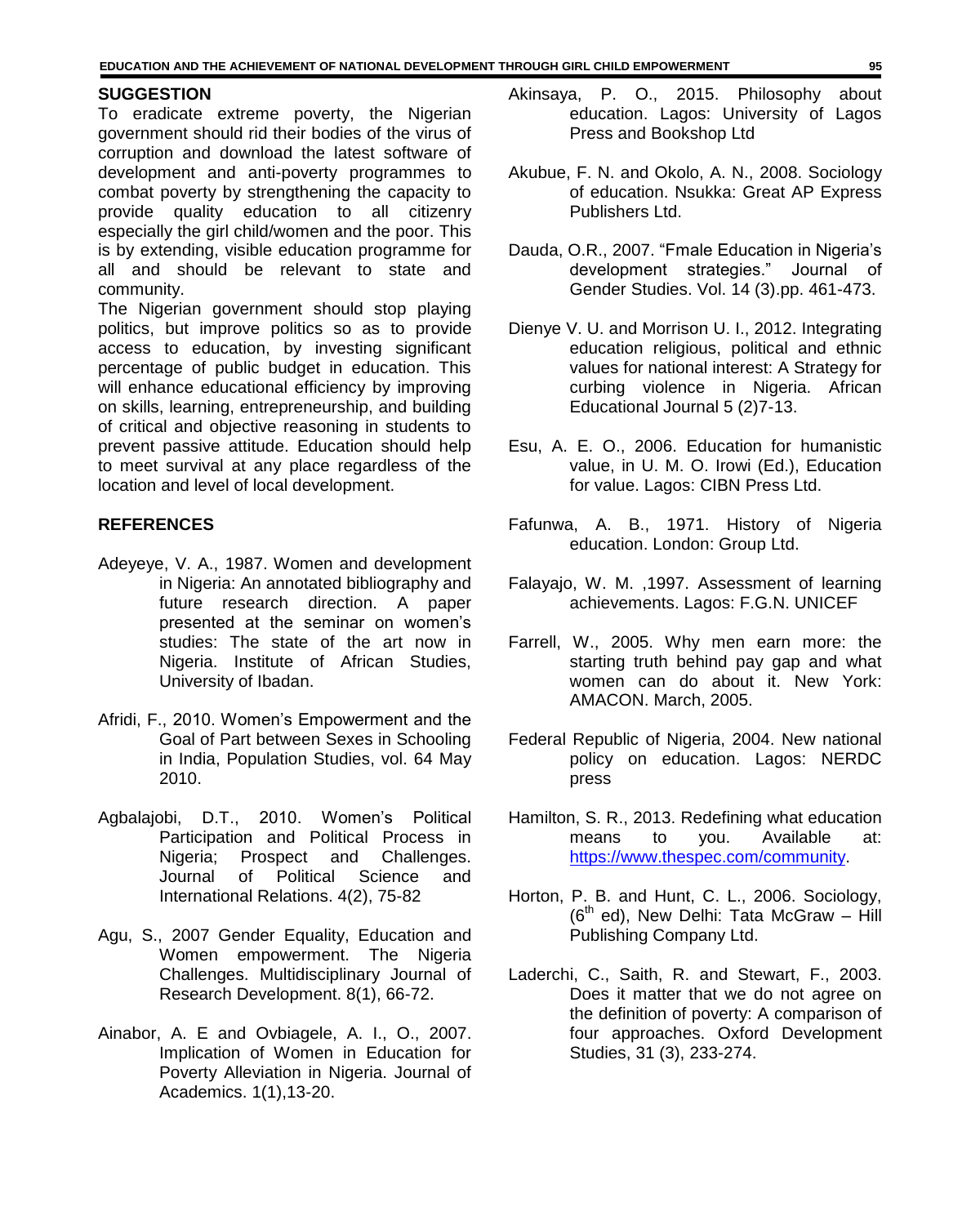## SUGGESTION

To eradicate extreme poverty, the Nigerian government should rid their bodies of the virus of corruption and download the latest software of development and anti-poverty programmes to combat poverty by strengthening the capacity to provide quality education to all citizenry especially the girl child/women and the poor. This is by extending, visible education programme for all and should be relevant to state and community.

The Nigerian government should stop playing politics, but improve politics so as to provide access to education, by investing significant percentage of public budget in education. This will enhance educational efficiency by improving on skills, learning, entrepreneurship, and building of critical and objective reasoning in students to prevent passive attitude. Education should help to meet survival at any place regardless of the location and level of local development.

## REFERENCES

Adeyeye, V. A., 1987. Women and development in Nigeria: An annotated bibliography and future research direction. A paper presented at the seminar on women's studies: The state of the art now in Nigeria. Institute of African Studies, University of Ibadan.

Afridi, F., 2010. Women's Empowerment and the Goal of Part between Sexes in Schooling in India, Population Studies, vol. 64 May 2010.

Agbalajobi, D.T., 2010. Women's Political Participation and Political Process in Nigeria; Prospect and Challenges. Journal of Political Science and International Relations. 4(2), 75-82

Agu, S., 2007 Gender Equality, Education and Women empowerment. The Nigeria Challenges. Multidisciplinary Journal of Research Development. 8(1), 66-72.

Ainabor, A. E and Ovbiagele, A. I., O., 2007. Implication of Women in Education for Poverty Alleviation in Nigeria. Journal of Academics. 1(1),13-20.

Akinsaya, P. O., 2015. Philosophy about education. Lagos: University of Lagos Press and Bookshop Ltd

Akubue, F. N. and Okolo, A. N., 2008. Sociology of education. Nsukka: Great AP Express Publishers Ltd.

Dauda, O.R., 2007. "Fmale Education in Nigeria's development strategies." Journal of Gender Studies. Vol. 14 (3).pp. 461-473.

Dienye V. U. and Morrison U. I., 2012. Integrating education religious, political and ethnic values for national interest: A Strategy for curbing violence in Nigeria. African Educational Journal 5 (2)7-13.

Esu, A. E. O., 2006. Education for humanistic value, in U. M. O. Irowi (Ed.), Education for value. Lagos: CIBN Press Ltd.

Fafunwa, A. B., 1971. History of Nigeria education. London: Group Ltd.

Falayajo, W. M. ,1997. Assessment of learning achievements. Lagos: F.G.N. UNICEF

Farrell, W., 2005. Why men earn more: the starting truth behind pay gap and what women can do about it. New York: AMACON. March, 2005.

Federal Republic of Nigeria, 2004. New national policy on education. Lagos: NERDC press

Hamilton, S. R., 2013. Redefining what education means to you. Available at: https://www.thespec.com/community.

Horton, P. B. and Hunt, C. L., 2006. Sociology, (6th ed), New Delhi: Tata McGraw – Hill Publishing Company Ltd.

Laderchi, C., Saith, R. and Stewart, F., 2003. Does it matter that we do not agree on the definition of poverty: A comparison of four approaches. Oxford Development Studies, 31 (3), 233-274.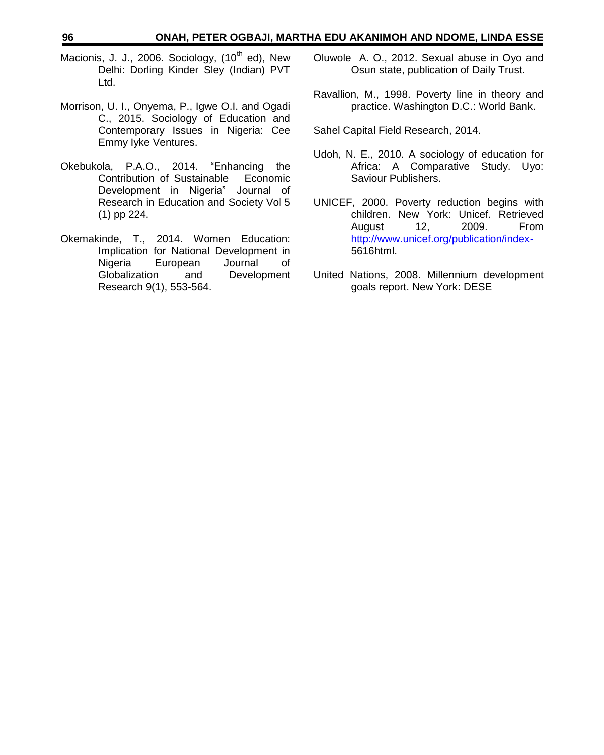Macionis, J. J., 2006. Sociology, (10th ed), New Delhi: Dorling Kinder Sley (Indian) PVT Ltd.

Morrison, U. I., Onyema, P., Igwe O.I. and Ogadi C., 2015. Sociology of Education and Contemporary Issues in Nigeria: Cee Emmy Iyke Ventures.

Okebukola, P.A.O., 2014. "Enhancing the Contribution of Sustainable Economic Development in Nigeria" Journal of Research in Education and Society Vol 5 (1) pp 224.

Okemakinde, T., 2014. Women Education: Implication for National Development in Nigeria European Journal of Globalization and Development Research 9(1), 553-564.

Oluwole A. O., 2012. Sexual abuse in Oyo and Osun state, publication of Daily Trust.

Ravallion, M., 1998. Poverty line in theory and practice. Washington D.C.: World Bank.

Sahel Capital Field Research, 2014.

Udoh, N. E., 2010. A sociology of education for Africa: A Comparative Study. Uyo: Saviour Publishers.

UNICEF, 2000. Poverty reduction begins with children. New York: Unicef. Retrieved August 12, 2009. From http://www.unicef.org/publication/index-5616html.

United Nations, 2008. Millennium development goals report. New York: DESE